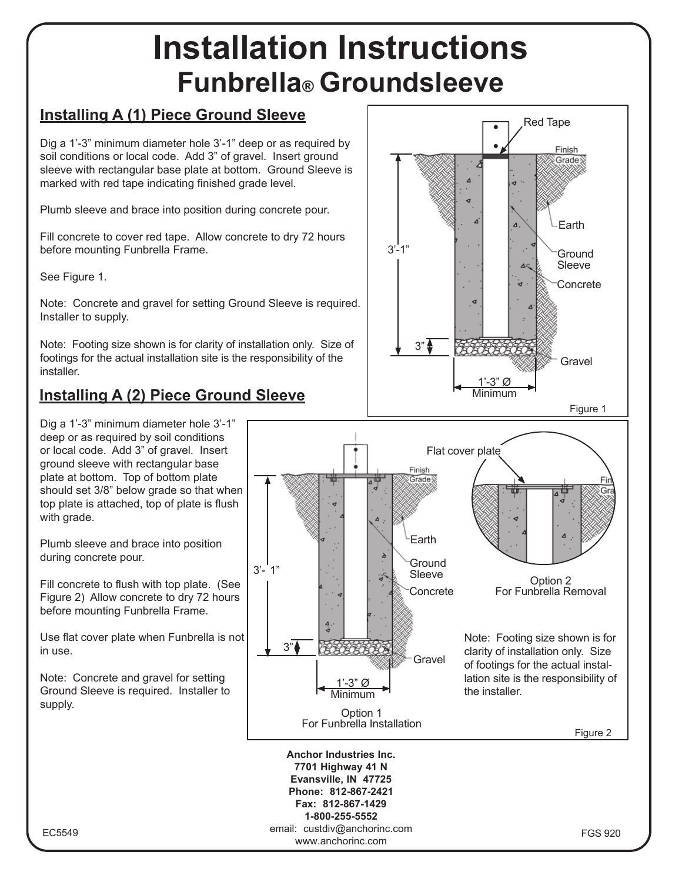# Installation Instructions

## Funbrella® Groundsleeve

### Installing A (1) Piece Ground Sleeve

Dig a 1'-3" minimum diameter hole 3'-1" deep or as required by soil conditions or local code. Add 3" of gravel. Insert ground sleeve with rectangular base plate at bottom. Ground Sleeve is marked with red tape indicating finished grade level.

Plumb sleeve and brace into position during concrete pour.

Fill concrete to cover red tape. Allow concrete to dry 72 hours before mounting Funbrella Frame.

See Figure 1.

Note: Concrete and gravel for setting Ground Sleeve is required. Installer to supply.

Note: Footing size shown is for clarity of installation only. Size of footings for the actual installation site is the responsibility of the installer.

Red Tape, Finish Grade, Earth, Ground Sleeve, Concrete, Gravel, 3'-1", 3", 1'-3" Ø Minimum

Figure 1

### Installing A (2) Piece Ground Sleeve

Dig a 1'-3" minimum diameter hole 3'-1" deep or as required by soil conditions or local code. Add 3" of gravel. Insert ground sleeve with rectangular base plate at bottom. Top of bottom plate should set 3/8" below grade so that when top plate is attached, top of plate is flush with grade.

Plumb sleeve and brace into position during concrete pour.

Fill concrete to flush with top plate. (See Figure 2) Allow concrete to dry 72 hours before mounting Funbrella Frame.

Use flat cover plate when Funbrella is not in use.

Note: Concrete and gravel for setting Ground Sleeve is required. Installer to supply.

Finish Grade, Earth, Ground Sleeve, Concrete, Gravel, 3'- 1", 3", 1'-3" Ø Minimum

Option 1
For Funbrella Installation

Flat cover plate

Option 2
For Funbrella Removal

Note: Footing size shown is for clarity of installation only. Size of footings for the actual installation site is the responsibility of the installer.

Figure 2

**Anchor Industries Inc.**
**7701 Highway 41 N**
**Evansville, IN 47725**
**Phone: 812-867-2421**
**Fax: 812-867-1429**
**1-800-255-5552**
email: custdiv@anchorinc.com
www.anchorinc.com

EC5549

FGS 920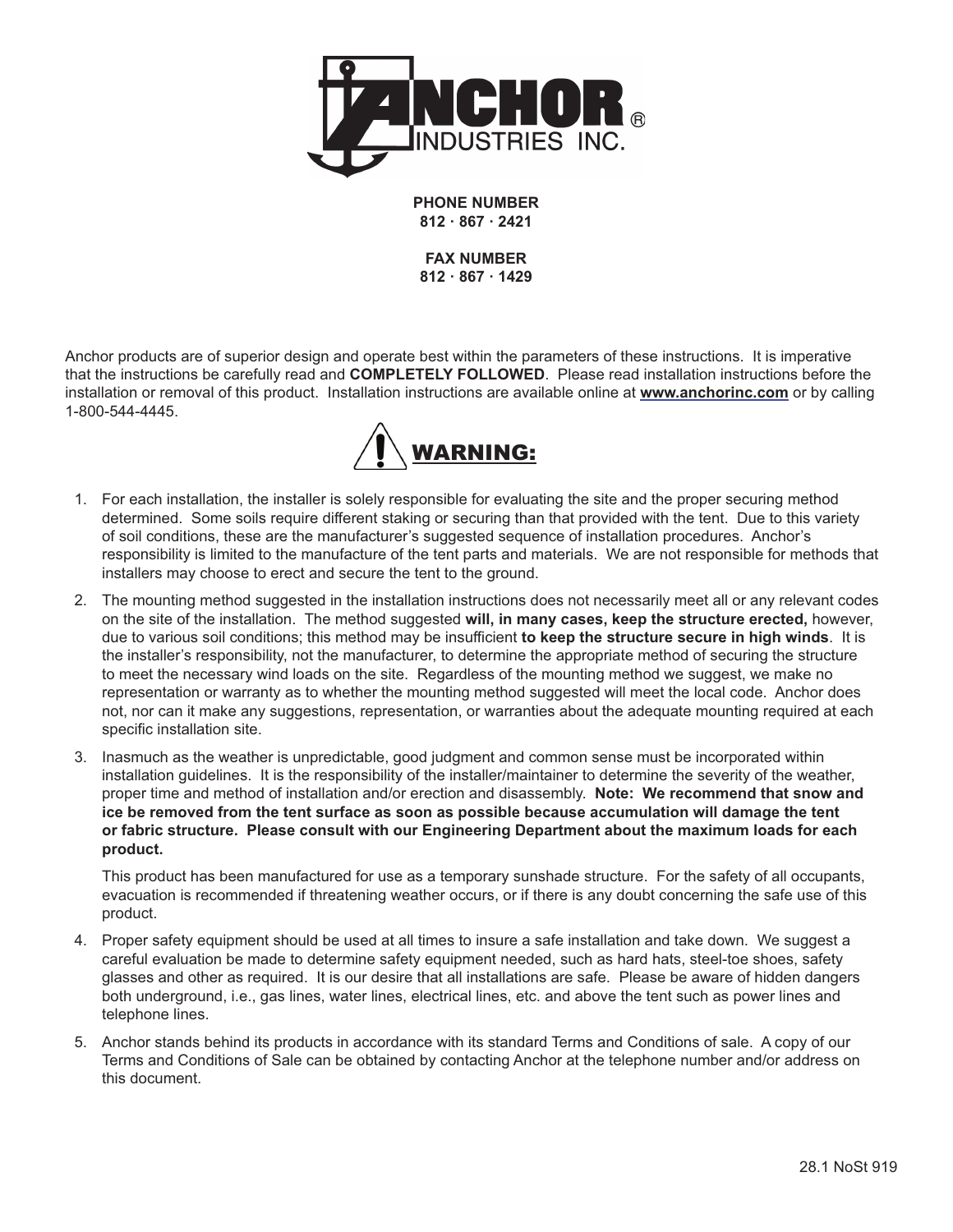# ANCHOR INDUSTRIES INC.®

**PHONE NUMBER**
**812 · 867 · 2421**

**FAX NUMBER**
**812 · 867 · 1429**

Anchor products are of superior design and operate best within the parameters of these instructions. It is imperative that the instructions be carefully read and **COMPLETELY FOLLOWED**. Please read installation instructions before the installation or removal of this product. Installation instructions are available online at **www.anchorinc.com** or by calling 1-800-544-4445.

## WARNING:

1. For each installation, the installer is solely responsible for evaluating the site and the proper securing method determined. Some soils require different staking or securing than that provided with the tent. Due to this variety of soil conditions, these are the manufacturer's suggested sequence of installation procedures. Anchor's responsibility is limited to the manufacture of the tent parts and materials. We are not responsible for methods that installers may choose to erect and secure the tent to the ground.

2. The mounting method suggested in the installation instructions does not necessarily meet all or any relevant codes on the site of the installation. The method suggested **will, in many cases, keep the structure erected,** however, due to various soil conditions; this method may be insufficient **to keep the structure secure in high winds**. It is the installer's responsibility, not the manufacturer, to determine the appropriate method of securing the structure to meet the necessary wind loads on the site. Regardless of the mounting method we suggest, we make no representation or warranty as to whether the mounting method suggested will meet the local code. Anchor does not, nor can it make any suggestions, representation, or warranties about the adequate mounting required at each specific installation site.

3. Inasmuch as the weather is unpredictable, good judgment and common sense must be incorporated within installation guidelines. It is the responsibility of the installer/maintainer to determine the severity of the weather, proper time and method of installation and/or erection and disassembly. **Note: We recommend that snow and ice be removed from the tent surface as soon as possible because accumulation will damage the tent or fabric structure. Please consult with our Engineering Department about the maximum loads for each product.**

   This product has been manufactured for use as a temporary sunshade structure. For the safety of all occupants, evacuation is recommended if threatening weather occurs, or if there is any doubt concerning the safe use of this product.

4. Proper safety equipment should be used at all times to insure a safe installation and take down. We suggest a careful evaluation be made to determine safety equipment needed, such as hard hats, steel-toe shoes, safety glasses and other as required. It is our desire that all installations are safe. Please be aware of hidden dangers both underground, i.e., gas lines, water lines, electrical lines, etc. and above the tent such as power lines and telephone lines.

5. Anchor stands behind its products in accordance with its standard Terms and Conditions of sale. A copy of our Terms and Conditions of Sale can be obtained by contacting Anchor at the telephone number and/or address on this document.

28.1 NoSt 919